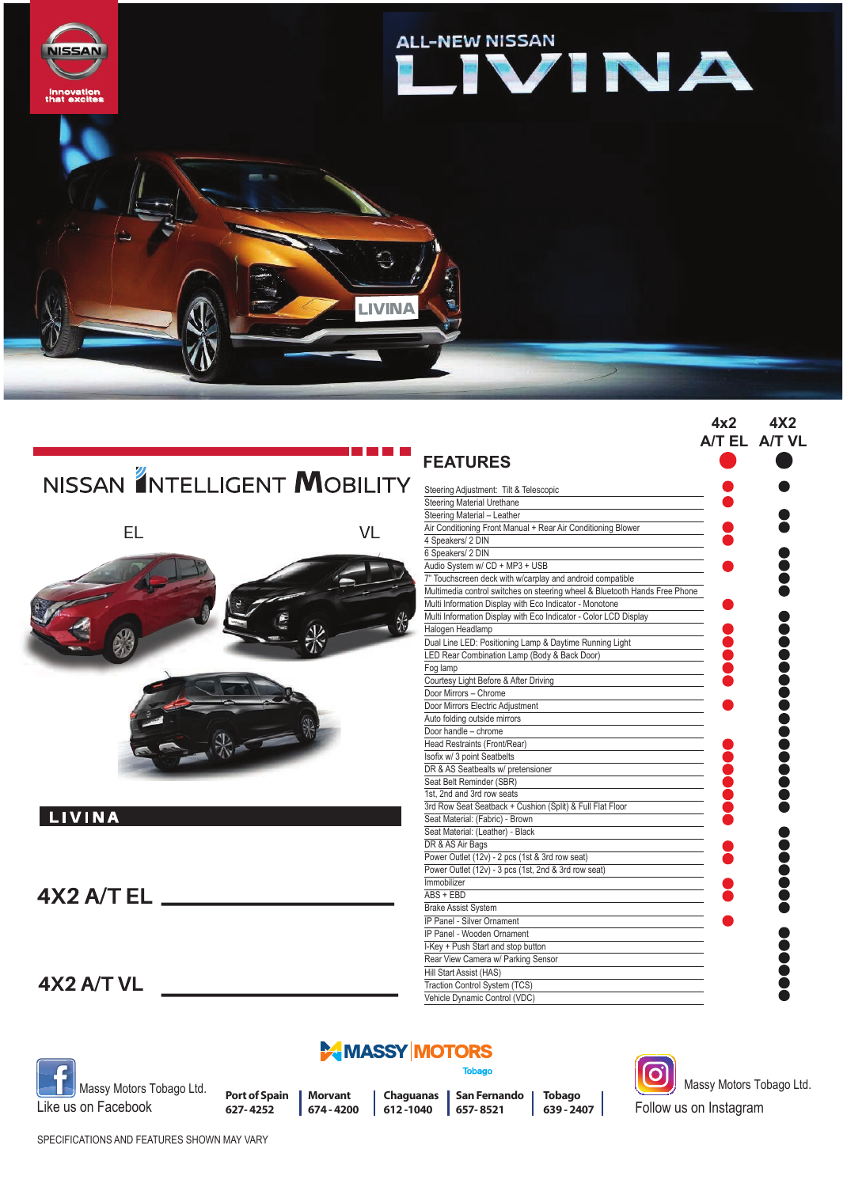# ALL-NEW NISSAN LIVINA

NISSAN Innovation that excites

## NISSAN INTELLIGENT MOBILITY

EL　　VL

**LIVINA**

**4X2 A/T EL** ____________________

**4X2 A/T VL** ____________________

## FEATURES

| FEATURES | 4x2 A/T EL | 4X2 A/T VL |
|---|---|---|
| Steering Adjustment: Tilt & Telescopic | ● | ● |
| Steering Material Urethane | ● | |
| Steering Material – Leather | | ● |
| Air Conditioning Front Manual + Rear Air Conditioning Blower | ● | ● |
| 4 Speakers/ 2 DIN | ● | |
| 6 Speakers/ 2 DIN | | ● |
| Audio System w/ CD + MP3 + USB | ● | ● |
| 7" Touchscreen deck with w/carplay and android compatible | | ● |
| Multimedia control switches on steering wheel & Bluetooth Hands Free Phone | | ● |
| Multi Information Display with Eco Indicator - Monotone | ● | |
| Multi Information Display with Eco Indicator - Color LCD Display | | ● |
| Halogen Headlamp | ● | ● |
| Dual Line LED: Positioning Lamp & Daytime Running Light | ● | ● |
| LED Rear Combination Lamp (Body & Back Door) | ● | ● |
| Fog lamp | ● | ● |
| Courtesy Light Before & After Driving | ● | ● |
| Door Mirrors – Chrome | | ● |
| Door Mirrors Electric Adjustment | ● | ● |
| Auto folding outside mirrors | | ● |
| Door handle – chrome | | ● |
| Head Restraints (Front/Rear) | ● | ● |
| Isofix w/ 3 point Seatbelts | ● | ● |
| DR & AS Seatbealts w/ pretensioner | ● | ● |
| Seat Belt Reminder (SBR) | ● | ● |
| 1st, 2nd and 3rd row seats | ● | ● |
| 3rd Row Seat Seatback + Cushion (Split) & Full Flat Floor | ● | ● |
| Seat Material: (Fabric) - Brown | ● | |
| Seat Material: (Leather) - Black | | ● |
| DR & AS Air Bags | ● | ● |
| Power Outlet (12v) - 2 pcs (1st & 3rd row seat) | ● | ● |
| Power Outlet (12v) - 3 pcs (1st, 2nd & 3rd row seat) | | ● |
| Immobilizer | ● | ● |
| ABS + EBD | ● | ● |
| Brake Assist System | | ● |
| IP Panel - Silver Ornament | ● | |
| IP Panel - Wooden Ornament | | ● |
| I-Key + Push Start and stop button | | ● |
| Rear View Camera w/ Parking Sensor | | ● |
| Hill Start Assist (HAS) | | ● |
| Traction Control System (TCS) | | ● |
| Vehicle Dynamic Control (VDC) | | ● |

**MASSY MOTORS** Tobago

Massy Motors Tobago Ltd.
Like us on Facebook

| Port of Spain | Morvant | Chaguanas | San Fernando | Tobago |
|---|---|---|---|---|
| 627-4252 | 674-4200 | 612-1040 | 657-8521 | 639-2407 |

Massy Motors Tobago Ltd.
Follow us on Instagram

SPECIFICATIONS AND FEATURES SHOWN MAY VARY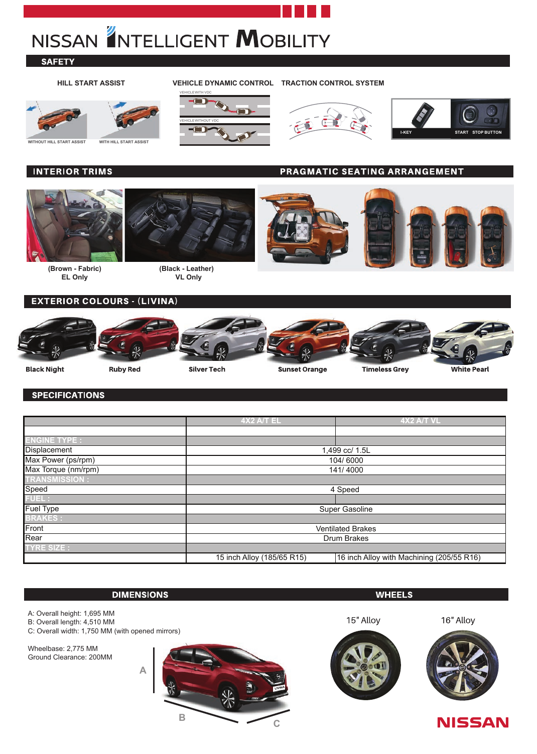# NISSAN INTELLIGENT MOBILITY

## SAFETY

HILL START ASSIST

WITHOUT HILL START ASSIST

WITH HILL START ASSIST

VEHICLE DYNAMIC CONTROL

VEHICLE WITH VDC

VEHICLE WITHOUT VDC

TRACTION CONTROL SYSTEM

I-KEY

START STOP BUTTON

## INTERIOR TRIMS

(Brown - Fabric)
EL Only

(Black - Leather)
VL Only

## PRAGMATIC SEATING ARRANGEMENT

## EXTERIOR COLOURS - (LIVINA)

Black Night

Ruby Red

Silver Tech

Sunset Orange

Timeless Grey

White Pearl

## SPECIFICATIONS

| | 4X2 A/T EL | 4X2 A/T VL |
|---|---|---|
| | | |
| **ENGINE TYPE :** | | |
| Displacement | 1,499 cc/ 1.5L | |
| Max Power (ps/rpm) | 104/ 6000 | |
| Max Torque (nm/rpm) | 141/ 4000 | |
| **TRANSMISSION :** | | |
| Speed | 4 Speed | |
| **FUEL :** | | |
| Fuel Type | Super Gasoline | |
| **BRAKES :** | | |
| Front | Ventilated Brakes | |
| Rear | Drum Brakes | |
| **TYRE SIZE :** | | |
| | 15 inch Alloy (185/65 R15) | 16 inch Alloy with Machining (205/55 R16) |

## DIMENSIONS

A: Overall height: 1,695 MM
B: Overall length: 4,510 MM
C: Overall width: 1,750 MM (with opened mirrors)

Wheelbase: 2,775 MM
Ground Clearance: 200MM

A

B

C

## WHEELS

15" Alloy

16" Alloy

NISSAN